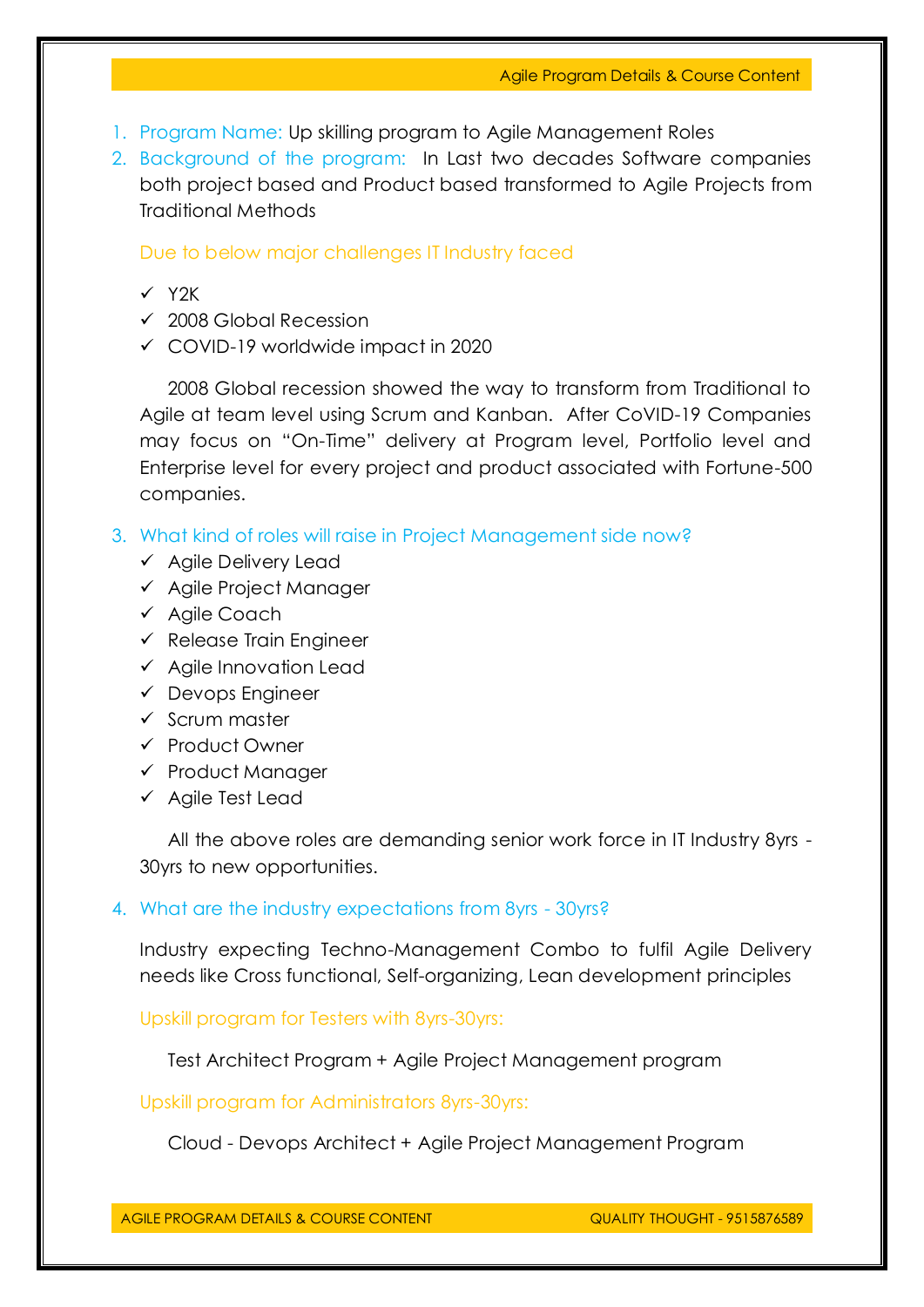1. Program Name: Up skilling program to Agile Management Roles
2. Background of the program: In Last two decades Software companies both project based and Product based transformed to Agile Projects from Traditional Methods

   Due to below major challenges IT Industry faced

   - ✓ Y2K
   - ✓ 2008 Global Recession
   - ✓ COVID-19 worldwide impact in 2020

   2008 Global recession showed the way to transform from Traditional to Agile at team level using Scrum and Kanban. After CoVID-19 Companies may focus on "On-Time" delivery at Program level, Portfolio level and Enterprise level for every project and product associated with Fortune-500 companies.

3. What kind of roles will raise in Project Management side now?
   - ✓ Agile Delivery Lead
   - ✓ Agile Project Manager
   - ✓ Agile Coach
   - ✓ Release Train Engineer
   - ✓ Agile Innovation Lead
   - ✓ Devops Engineer
   - ✓ Scrum master
   - ✓ Product Owner
   - ✓ Product Manager
   - ✓ Agile Test Lead

   All the above roles are demanding senior work force in IT Industry 8yrs - 30yrs to new opportunities.

4. What are the industry expectations from 8yrs - 30yrs?

   Industry expecting Techno-Management Combo to fulfil Agile Delivery needs like Cross functional, Self-organizing, Lean development principles

   Upskill program for Testers with 8yrs-30yrs:

   Test Architect Program + Agile Project Management program

   Upskill program for Administrators 8yrs-30yrs:

   Cloud - Devops Architect + Agile Project Management Program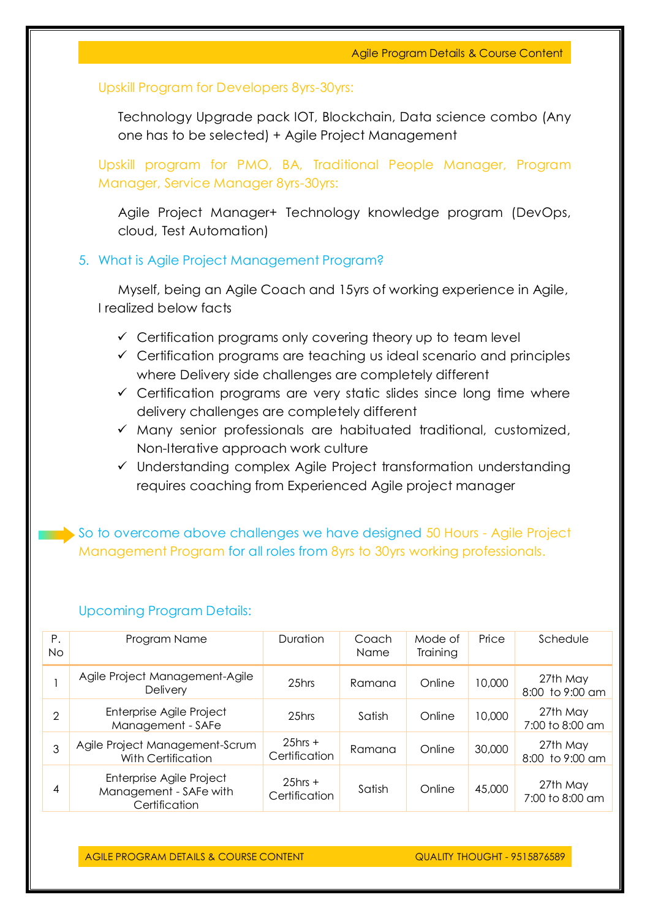Upskill Program for Developers 8yrs-30yrs:

Technology Upgrade pack IOT, Blockchain, Data science combo (Any one has to be selected) + Agile Project Management

Upskill program for PMO, BA, Traditional People Manager, Program Manager, Service Manager 8yrs-30yrs:

Agile Project Manager+ Technology knowledge program (DevOps, cloud, Test Automation)

## 5. What is Agile Project Management Program?

Myself, being an Agile Coach and 15yrs of working experience in Agile, I realized below facts

- ✓ Certification programs only covering theory up to team level
- ✓ Certification programs are teaching us ideal scenario and principles where Delivery side challenges are completely different
- ✓ Certification programs are very static slides since long time where delivery challenges are completely different
- ✓ Many senior professionals are habituated traditional, customized, Non-Iterative approach work culture
- ✓ Understanding complex Agile Project transformation understanding requires coaching from Experienced Agile project manager

So to overcome above challenges we have designed 50 Hours - Agile Project Management Program for all roles from 8yrs to 30yrs working professionals.

### Upcoming Program Details:

| P. No | Program Name | Duration | Coach Name | Mode of Training | Price | Schedule |
|---|---|---|---|---|---|---|
| 1 | Agile Project Management-Agile Delivery | 25hrs | Ramana | Online | 10,000 | 27th May 8:00 to 9:00 am |
| 2 | Enterprise Agile Project Management - SAFe | 25hrs | Satish | Online | 10,000 | 27th May 7:00 to 8:00 am |
| 3 | Agile Project Management-Scrum With Certification | 25hrs + Certification | Ramana | Online | 30,000 | 27th May 8:00 to 9:00 am |
| 4 | Enterprise Agile Project Management - SAFe with Certification | 25hrs + Certification | Satish | Online | 45,000 | 27th May 7:00 to 8:00 am |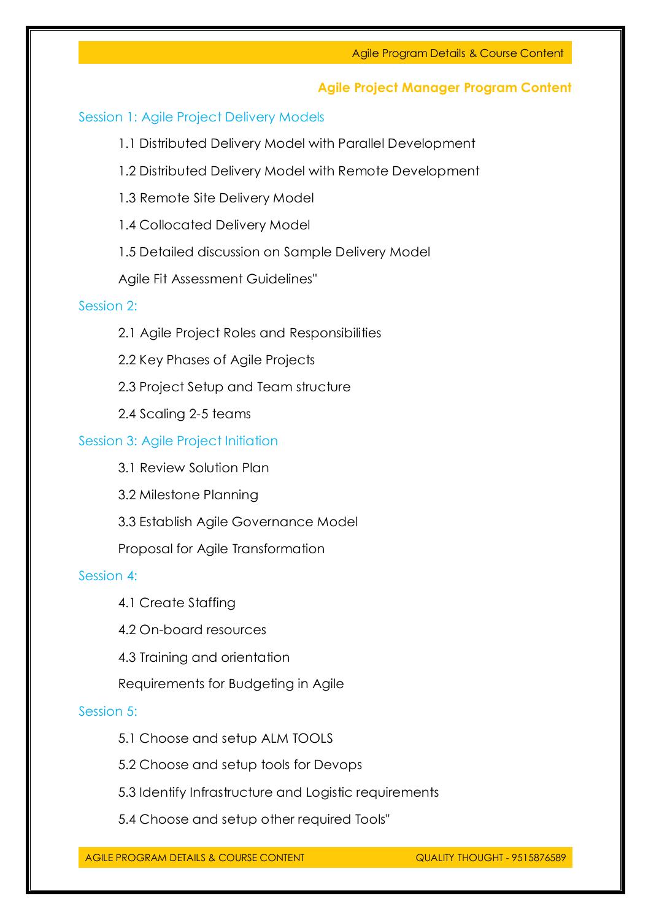## Agile Project Manager Program Content

### Session 1: Agile Project Delivery Models

1.1 Distributed Delivery Model with Parallel Development

1.2 Distributed Delivery Model with Remote Development

1.3 Remote Site Delivery Model

1.4 Collocated Delivery Model

1.5 Detailed discussion on Sample Delivery Model

Agile Fit Assessment Guidelines"

### Session 2:

2.1 Agile Project Roles and Responsibilities

2.2 Key Phases of Agile Projects

2.3 Project Setup and Team structure

2.4 Scaling 2-5 teams

### Session 3: Agile Project Initiation

3.1 Review Solution Plan

3.2 Milestone Planning

3.3 Establish Agile Governance Model

Proposal for Agile Transformation

### Session 4:

4.1 Create Staffing

4.2 On-board resources

4.3 Training and orientation

Requirements for Budgeting in Agile

### Session 5:

5.1 Choose and setup ALM TOOLS

5.2 Choose and setup tools for Devops

5.3 Identify Infrastructure and Logistic requirements

5.4 Choose and setup other required Tools"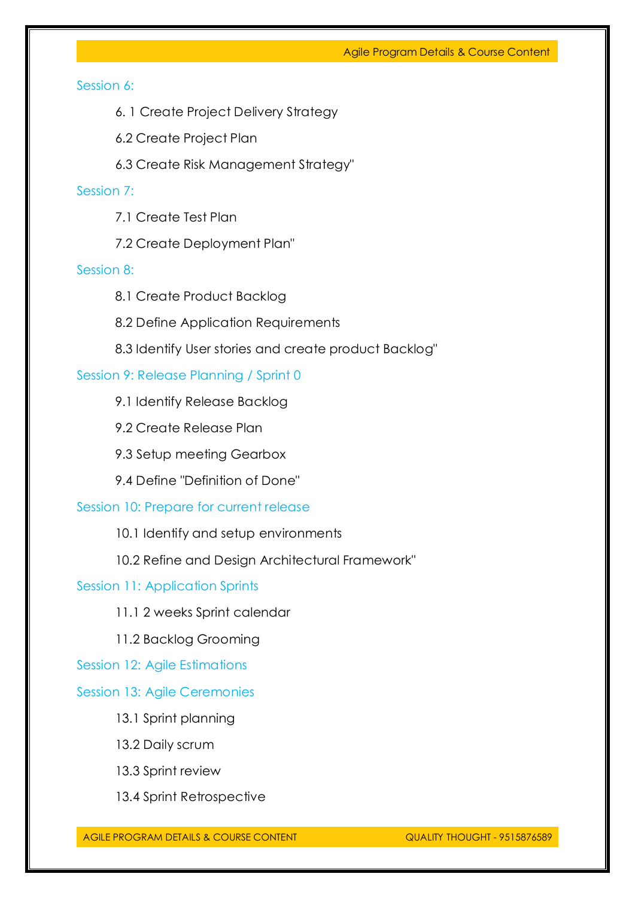### Session 6:

- 6. 1 Create Project Delivery Strategy
- 6.2 Create Project Plan
- 6.3 Create Risk Management Strategy"

### Session 7:

- 7.1 Create Test Plan
- 7.2 Create Deployment Plan"

### Session 8:

- 8.1 Create Product Backlog
- 8.2 Define Application Requirements
- 8.3 Identify User stories and create product Backlog"

### Session 9: Release Planning / Sprint 0

- 9.1 Identify Release Backlog
- 9.2 Create Release Plan
- 9.3 Setup meeting Gearbox
- 9.4 Define "Definition of Done"

### Session 10: Prepare for current release

- 10.1 Identify and setup environments
- 10.2 Refine and Design Architectural Framework"

### Session 11: Application Sprints

- 11.1 2 weeks Sprint calendar
- 11.2 Backlog Grooming

### Session 12: Agile Estimations

### Session 13: Agile Ceremonies

- 13.1 Sprint planning
- 13.2 Daily scrum
- 13.3 Sprint review
- 13.4 Sprint Retrospective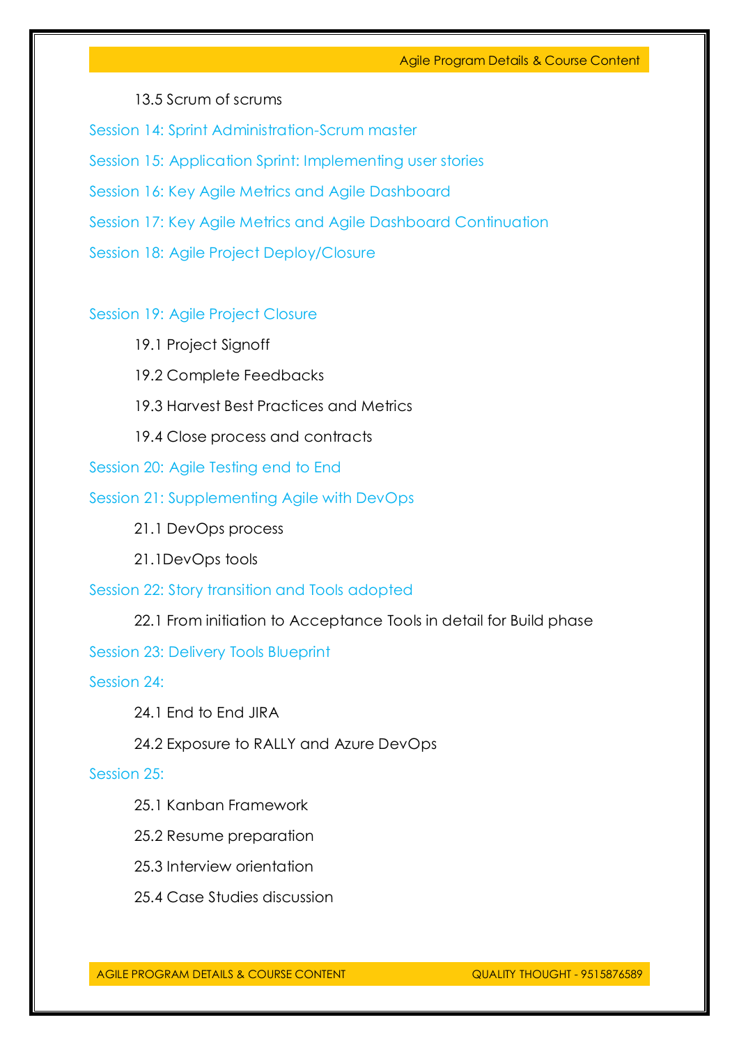13.5 Scrum of scrums

### Session 14: Sprint Administration-Scrum master

### Session 15: Application Sprint: Implementing user stories

### Session 16: Key Agile Metrics and Agile Dashboard

### Session 17: Key Agile Metrics and Agile Dashboard Continuation

### Session 18: Agile Project Deploy/Closure

### Session 19: Agile Project Closure

19.1 Project Signoff

19.2 Complete Feedbacks

19.3 Harvest Best Practices and Metrics

19.4 Close process and contracts

### Session 20: Agile Testing end to End

### Session 21: Supplementing Agile with DevOps

21.1 DevOps process

21.1DevOps tools

### Session 22: Story transition and Tools adopted

22.1 From initiation to Acceptance Tools in detail for Build phase

### Session 23: Delivery Tools Blueprint

### Session 24:

24.1 End to End JIRA

24.2 Exposure to RALLY and Azure DevOps

### Session 25:

25.1 Kanban Framework

25.2 Resume preparation

25.3 Interview orientation

25.4 Case Studies discussion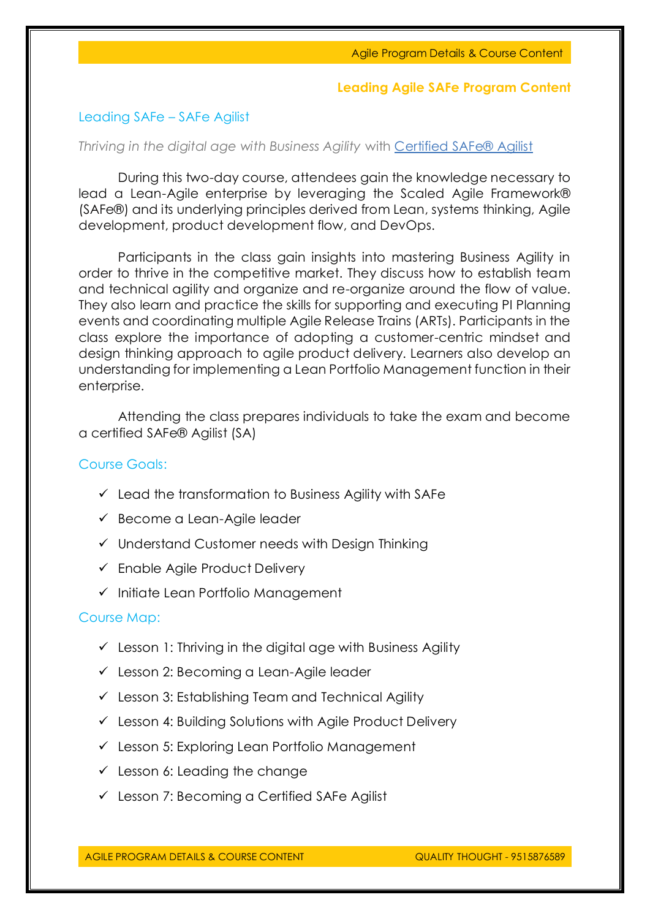## Leading Agile SAFe Program Content

### Leading SAFe – SAFe Agilist

*Thriving in the digital age with Business Agility* with Certified SAFe® Agilist

During this two-day course, attendees gain the knowledge necessary to lead a Lean-Agile enterprise by leveraging the Scaled Agile Framework® (SAFe®) and its underlying principles derived from Lean, systems thinking, Agile development, product development flow, and DevOps.

Participants in the class gain insights into mastering Business Agility in order to thrive in the competitive market. They discuss how to establish team and technical agility and organize and re-organize around the flow of value. They also learn and practice the skills for supporting and executing PI Planning events and coordinating multiple Agile Release Trains (ARTs). Participants in the class explore the importance of adopting a customer-centric mindset and design thinking approach to agile product delivery. Learners also develop an understanding for implementing a Lean Portfolio Management function in their enterprise.

Attending the class prepares individuals to take the exam and become a certified SAFe® Agilist (SA)

### Course Goals:

- ✓ Lead the transformation to Business Agility with SAFe
- ✓ Become a Lean-Agile leader
- ✓ Understand Customer needs with Design Thinking
- ✓ Enable Agile Product Delivery
- ✓ Initiate Lean Portfolio Management

### Course Map:

- ✓ Lesson 1: Thriving in the digital age with Business Agility
- ✓ Lesson 2: Becoming a Lean-Agile leader
- ✓ Lesson 3: Establishing Team and Technical Agility
- ✓ Lesson 4: Building Solutions with Agile Product Delivery
- ✓ Lesson 5: Exploring Lean Portfolio Management
- ✓ Lesson 6: Leading the change
- ✓ Lesson 7: Becoming a Certified SAFe Agilist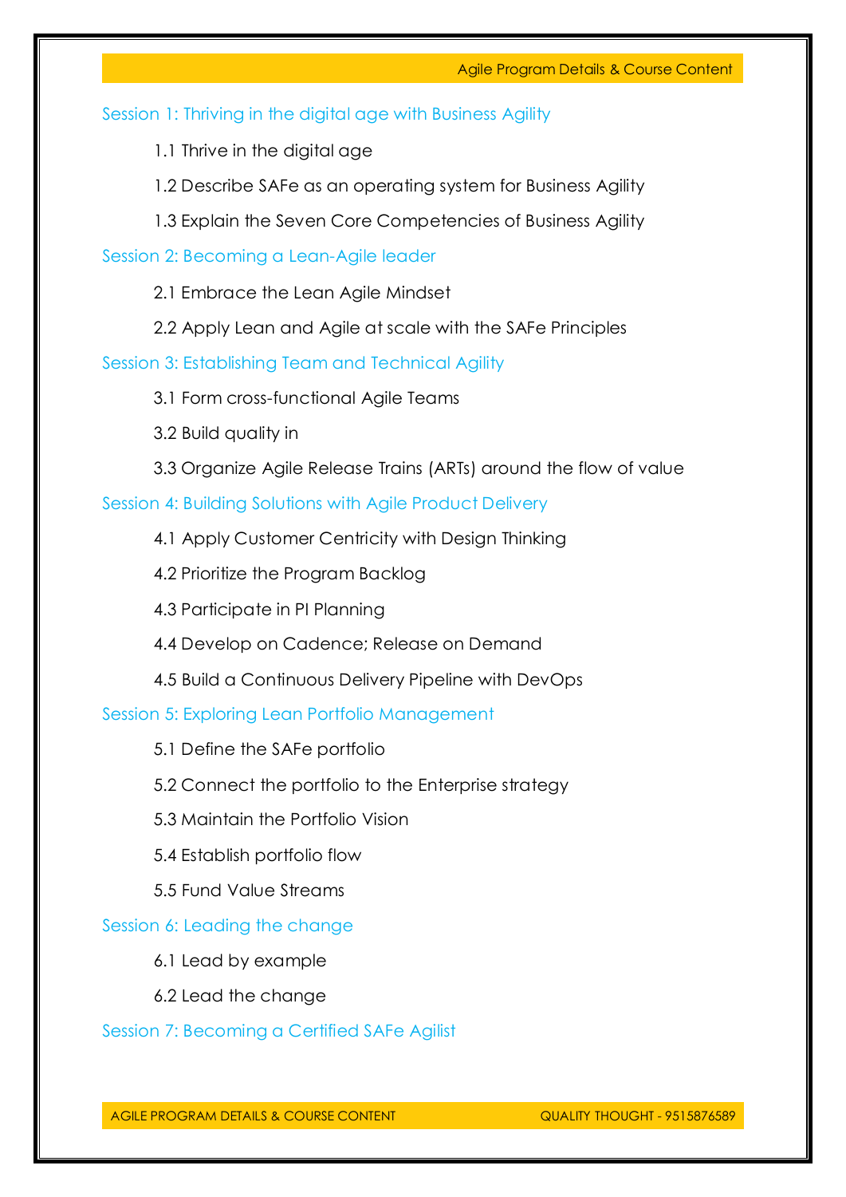## Session 1: Thriving in the digital age with Business Agility

- 1.1 Thrive in the digital age
- 1.2 Describe SAFe as an operating system for Business Agility
- 1.3 Explain the Seven Core Competencies of Business Agility

## Session 2: Becoming a Lean-Agile leader

- 2.1 Embrace the Lean Agile Mindset
- 2.2 Apply Lean and Agile at scale with the SAFe Principles

## Session 3: Establishing Team and Technical Agility

- 3.1 Form cross-functional Agile Teams
- 3.2 Build quality in
- 3.3 Organize Agile Release Trains (ARTs) around the flow of value

## Session 4: Building Solutions with Agile Product Delivery

- 4.1 Apply Customer Centricity with Design Thinking
- 4.2 Prioritize the Program Backlog
- 4.3 Participate in PI Planning
- 4.4 Develop on Cadence; Release on Demand
- 4.5 Build a Continuous Delivery Pipeline with DevOps

## Session 5: Exploring Lean Portfolio Management

- 5.1 Define the SAFe portfolio
- 5.2 Connect the portfolio to the Enterprise strategy
- 5.3 Maintain the Portfolio Vision
- 5.4 Establish portfolio flow
- 5.5 Fund Value Streams

## Session 6: Leading the change

- 6.1 Lead by example
- 6.2 Lead the change

## Session 7: Becoming a Certified SAFe Agilist